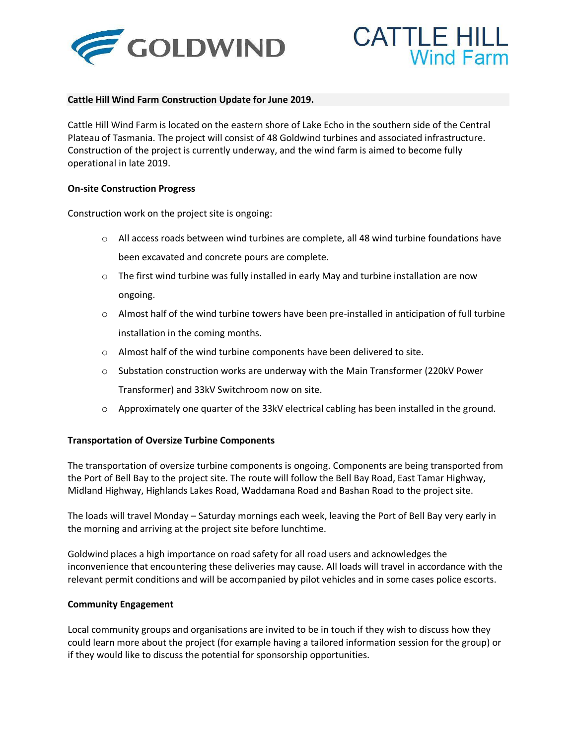GOLDWIND

CATTLE HILL Wind Farm

**Cattle Hill Wind Farm Construction Update for June 2019.**

Cattle Hill Wind Farm is located on the eastern shore of Lake Echo in the southern side of the Central Plateau of Tasmania. The project will consist of 48 Goldwind turbines and associated infrastructure. Construction of the project is currently underway, and the wind farm is aimed to become fully operational in late 2019.

**On-site Construction Progress**

Construction work on the project site is ongoing:

- All access roads between wind turbines are complete, all 48 wind turbine foundations have been excavated and concrete pours are complete.
- The first wind turbine was fully installed in early May and turbine installation are now ongoing.
- Almost half of the wind turbine towers have been pre-installed in anticipation of full turbine installation in the coming months.
- Almost half of the wind turbine components have been delivered to site.
- Substation construction works are underway with the Main Transformer (220kV Power Transformer) and 33kV Switchroom now on site.
- Approximately one quarter of the 33kV electrical cabling has been installed in the ground.

**Transportation of Oversize Turbine Components**

The transportation of oversize turbine components is ongoing. Components are being transported from the Port of Bell Bay to the project site. The route will follow the Bell Bay Road, East Tamar Highway, Midland Highway, Highlands Lakes Road, Waddamana Road and Bashan Road to the project site.

The loads will travel Monday – Saturday mornings each week, leaving the Port of Bell Bay very early in the morning and arriving at the project site before lunchtime.

Goldwind places a high importance on road safety for all road users and acknowledges the inconvenience that encountering these deliveries may cause. All loads will travel in accordance with the relevant permit conditions and will be accompanied by pilot vehicles and in some cases police escorts.

**Community Engagement**

Local community groups and organisations are invited to be in touch if they wish to discuss how they could learn more about the project (for example having a tailored information session for the group) or if they would like to discuss the potential for sponsorship opportunities.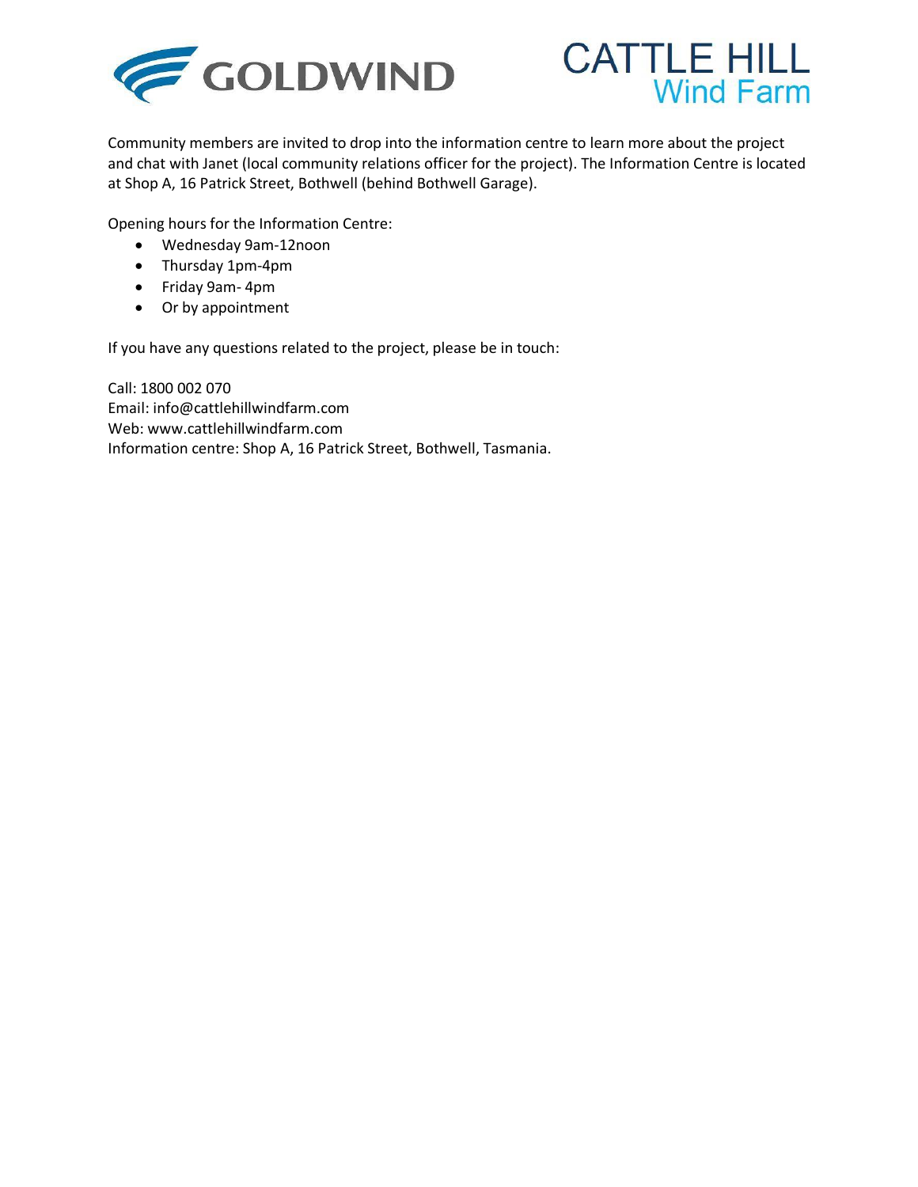Community members are invited to drop into the information centre to learn more about the project and chat with Janet (local community relations officer for the project). The Information Centre is located at Shop A, 16 Patrick Street, Bothwell (behind Bothwell Garage).

Opening hours for the Information Centre:

- Wednesday 9am-12noon
- Thursday 1pm-4pm
- Friday 9am- 4pm
- Or by appointment

If you have any questions related to the project, please be in touch:

Call: 1800 002 070
Email: info@cattlehillwindfarm.com
Web: www.cattlehillwindfarm.com
Information centre: Shop A, 16 Patrick Street, Bothwell, Tasmania.